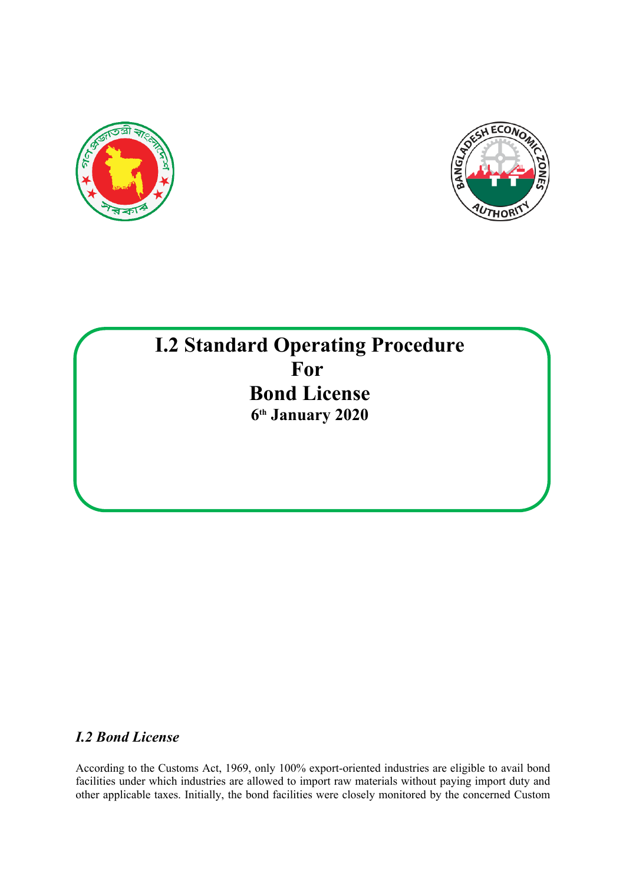# I.2 Standard Operating Procedure For Bond License

**6th January 2020**

## *I.2 Bond License*

According to the Customs Act, 1969, only 100% export-oriented industries are eligible to avail bond facilities under which industries are allowed to import raw materials without paying import duty and other applicable taxes. Initially, the bond facilities were closely monitored by the concerned Custom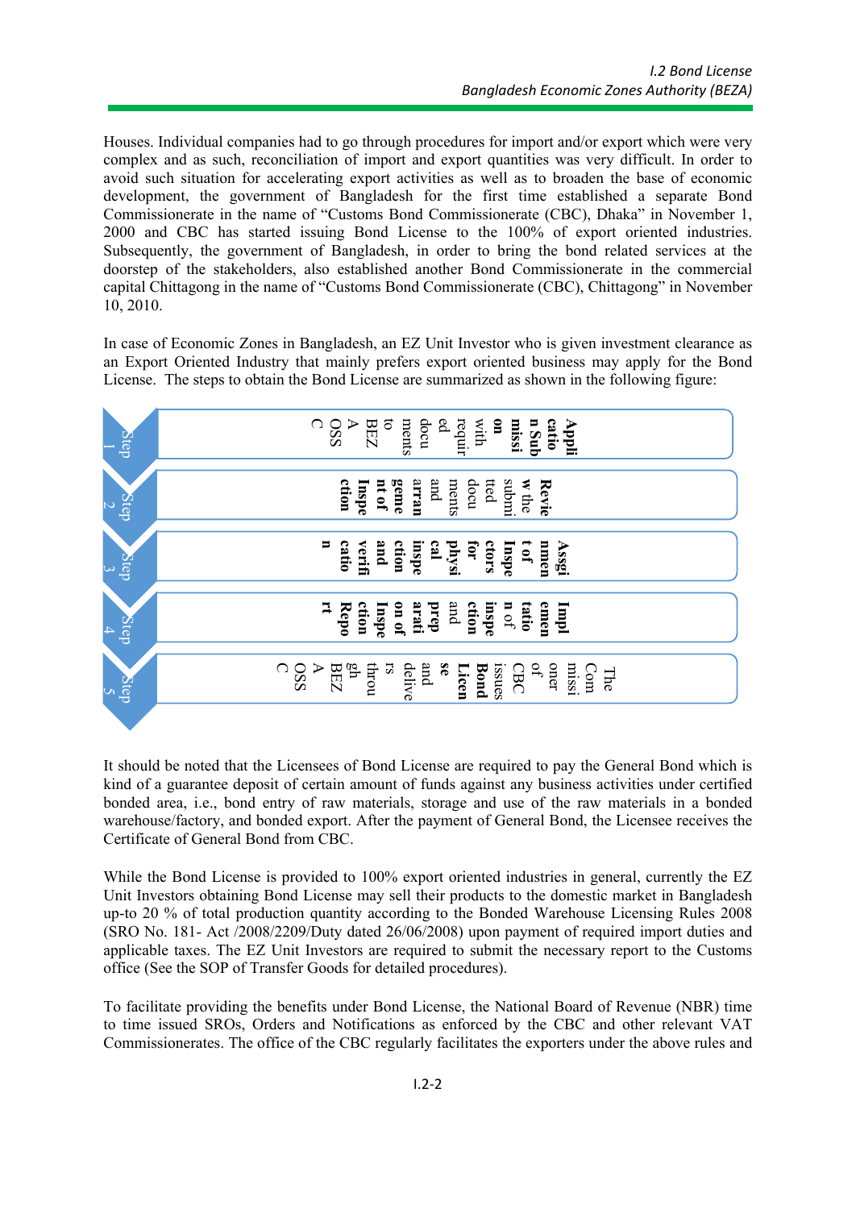Houses. Individual companies had to go through procedures for import and/or export which were very complex and as such, reconciliation of import and export quantities was very difficult. In order to avoid such situation for accelerating export activities as well as to broaden the base of economic development, the government of Bangladesh for the first time established a separate Bond Commissionerate in the name of "Customs Bond Commissionerate (CBC), Dhaka" in November 1, 2000 and CBC has started issuing Bond License to the 100% of export oriented industries. Subsequently, the government of Bangladesh, in order to bring the bond related services at the doorstep of the stakeholders, also established another Bond Commissionerate in the commercial capital Chittagong in the name of "Customs Bond Commissionerate (CBC), Chittagong" in November 10, 2010.

In case of Economic Zones in Bangladesh, an EZ Unit Investor who is given investment clearance as an Export Oriented Industry that mainly prefers export oriented business may apply for the Bond License. The steps to obtain the Bond License are summarized as shown in the following figure:

| Step | Description |
| --- | --- |
| Step 1 | **Application Submission** with required documents to BEZA OSSC |
| Step 2 | **Review the submitted documents and arrangement of Inspection** |
| Step 3 | **Assignment of Inspectors for physical inspection and verification** |
| Step 4 | **Implementation of inspection** and **preparation of Inspection Report** |
| Step 5 | The Commissioner of CBC issues **Bond License** and delivers through BEZA OSSC |

It should be noted that the Licensees of Bond License are required to pay the General Bond which is kind of a guarantee deposit of certain amount of funds against any business activities under certified bonded area, i.e., bond entry of raw materials, storage and use of the raw materials in a bonded warehouse/factory, and bonded export. After the payment of General Bond, the Licensee receives the Certificate of General Bond from CBC.

While the Bond License is provided to 100% export oriented industries in general, currently the EZ Unit Investors obtaining Bond License may sell their products to the domestic market in Bangladesh up-to 20 % of total production quantity according to the Bonded Warehouse Licensing Rules 2008 (SRO No. 181- Act /2008/2209/Duty dated 26/06/2008) upon payment of required import duties and applicable taxes. The EZ Unit Investors are required to submit the necessary report to the Customs office (See the SOP of Transfer Goods for detailed procedures).

To facilitate providing the benefits under Bond License, the National Board of Revenue (NBR) time to time issued SROs, Orders and Notifications as enforced by the CBC and other relevant VAT Commissionerates. The office of the CBC regularly facilitates the exporters under the above rules and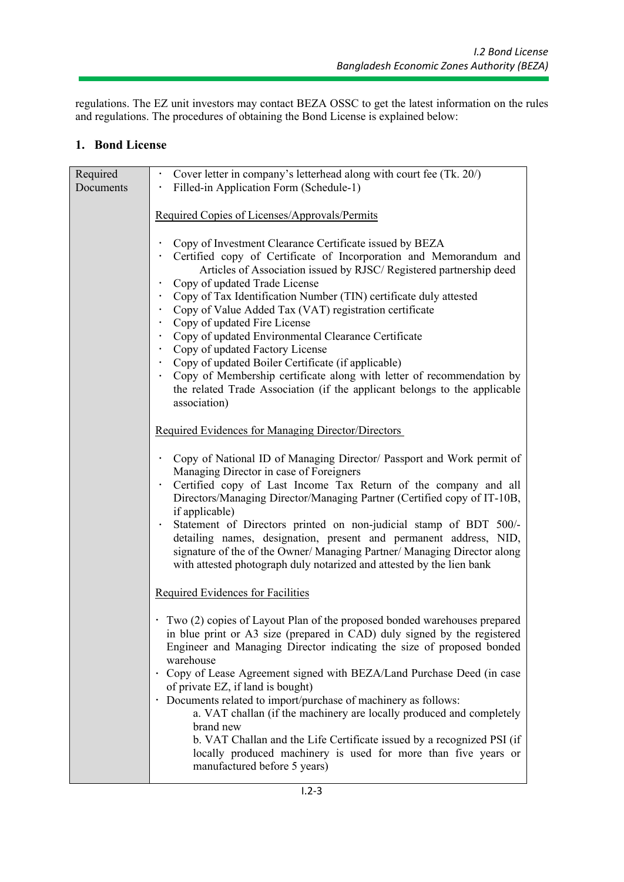regulations. The EZ unit investors may contact BEZA OSSC to get the latest information on the rules and regulations. The procedures of obtaining the Bond License is explained below:

## 1. Bond License

| Required Documents | Details |
|---|---|
| Required Documents | · Cover letter in company's letterhead along with court fee (Tk. 20/)<br>· Filled-in Application Form (Schedule-1)<br><br><u>Required Copies of Licenses/Approvals/Permits</u><br><br>· Copy of Investment Clearance Certificate issued by BEZA<br>· Certified copy of Certificate of Incorporation and Memorandum and Articles of Association issued by RJSC/ Registered partnership deed<br>· Copy of updated Trade License<br>· Copy of Tax Identification Number (TIN) certificate duly attested<br>· Copy of Value Added Tax (VAT) registration certificate<br>· Copy of updated Fire License<br>· Copy of updated Environmental Clearance Certificate<br>· Copy of updated Factory License<br>· Copy of updated Boiler Certificate (if applicable)<br>· Copy of Membership certificate along with letter of recommendation by the related Trade Association (if the applicant belongs to the applicable association)<br><br><u>Required Evidences for Managing Director/Directors</u><br><br>· Copy of National ID of Managing Director/ Passport and Work permit of Managing Director in case of Foreigners<br>· Certified copy of Last Income Tax Return of the company and all Directors/Managing Director/Managing Partner (Certified copy of IT-10B, if applicable)<br>· Statement of Directors printed on non-judicial stamp of BDT 500/- detailing names, designation, present and permanent address, NID, signature of the of the Owner/ Managing Partner/ Managing Director along with attested photograph duly notarized and attested by the lien bank<br><br><u>Required Evidences for Facilities</u><br><br>· Two (2) copies of Layout Plan of the proposed bonded warehouses prepared in blue print or A3 size (prepared in CAD) duly signed by the registered Engineer and Managing Director indicating the size of proposed bonded warehouse<br>· Copy of Lease Agreement signed with BEZA/Land Purchase Deed (in case of private EZ, if land is bought)<br>· Documents related to import/purchase of machinery as follows:<br>a. VAT challan (if the machinery are locally produced and completely brand new<br>b. VAT Challan and the Life Certificate issued by a recognized PSI (if locally produced machinery is used for more than five years or manufactured before 5 years) |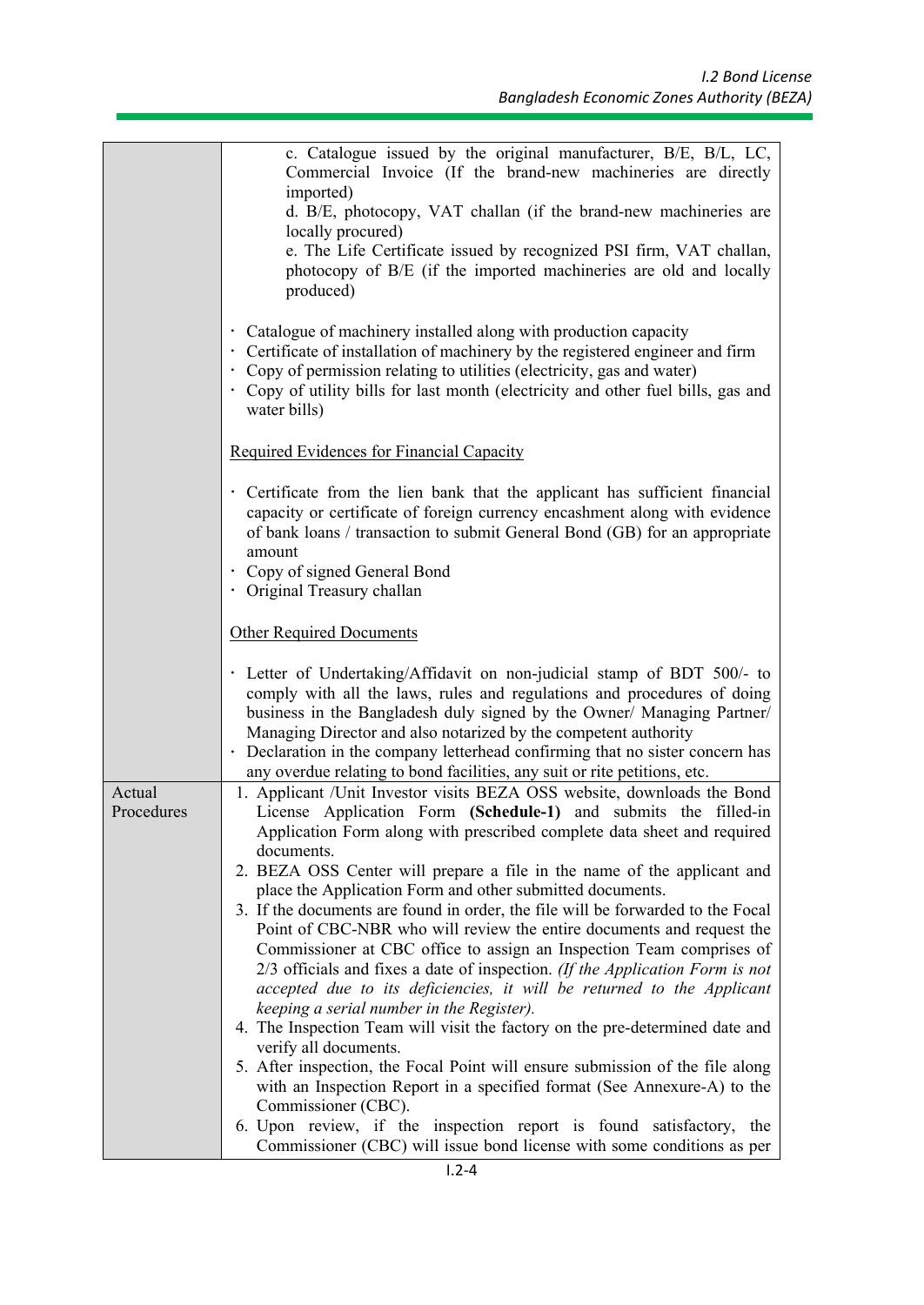| | |
|---|---|
| | c. Catalogue issued by the original manufacturer, B/E, B/L, LC, Commercial Invoice (If the brand-new machineries are directly imported)<br>d. B/E, photocopy, VAT challan (if the brand-new machineries are locally procured)<br>e. The Life Certificate issued by recognized PSI firm, VAT challan, photocopy of B/E (if the imported machineries are old and locally produced)<br><br>· Catalogue of machinery installed along with production capacity<br>· Certificate of installation of machinery by the registered engineer and firm<br>· Copy of permission relating to utilities (electricity, gas and water)<br>· Copy of utility bills for last month (electricity and other fuel bills, gas and water bills)<br><br><u>Required Evidences for Financial Capacity</u><br><br>· Certificate from the lien bank that the applicant has sufficient financial capacity or certificate of foreign currency encashment along with evidence of bank loans / transaction to submit General Bond (GB) for an appropriate amount<br>· Copy of signed General Bond<br>· Original Treasury challan<br><br><u>Other Required Documents</u><br><br>· Letter of Undertaking/Affidavit on non-judicial stamp of BDT 500/- to comply with all the laws, rules and regulations and procedures of doing business in the Bangladesh duly signed by the Owner/ Managing Partner/ Managing Director and also notarized by the competent authority<br>· Declaration in the company letterhead confirming that no sister concern has any overdue relating to bond facilities, any suit or rite petitions, etc. |
| Actual Procedures | 1. Applicant /Unit Investor visits BEZA OSS website, downloads the Bond License Application Form **(Schedule-1)** and submits the filled-in Application Form along with prescribed complete data sheet and required documents.<br>2. BEZA OSS Center will prepare a file in the name of the applicant and place the Application Form and other submitted documents.<br>3. If the documents are found in order, the file will be forwarded to the Focal Point of CBC-NBR who will review the entire documents and request the Commissioner at CBC office to assign an Inspection Team comprises of 2/3 officials and fixes a date of inspection. *(If the Application Form is not accepted due to its deficiencies, it will be returned to the Applicant keeping a serial number in the Register).*<br>4. The Inspection Team will visit the factory on the pre-determined date and verify all documents.<br>5. After inspection, the Focal Point will ensure submission of the file along with an Inspection Report in a specified format (See Annexure-A) to the Commissioner (CBC).<br>6. Upon review, if the inspection report is found satisfactory, the Commissioner (CBC) will issue bond license with some conditions as per |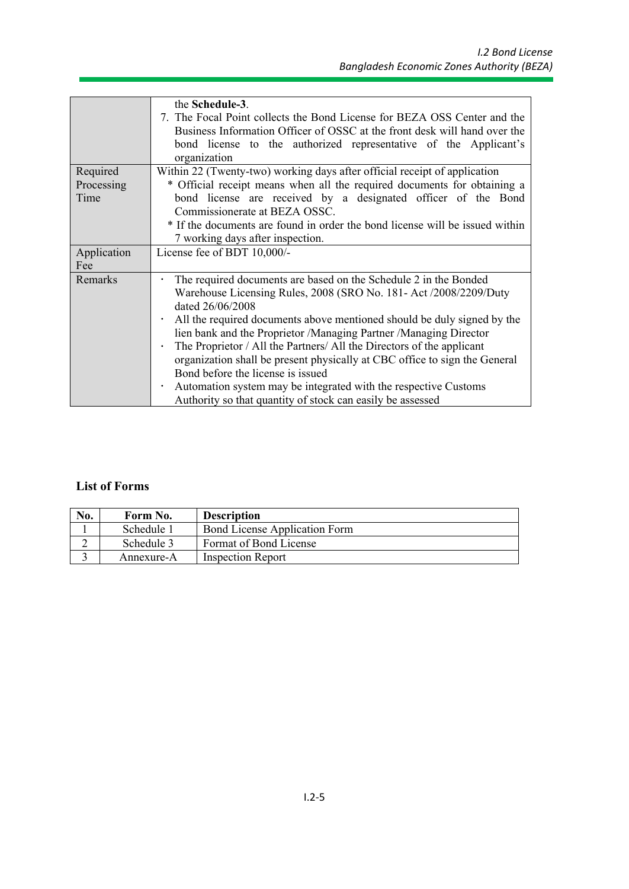| | |
|---|---|
| | the **Schedule-3**.<br>7. The Focal Point collects the Bond License for BEZA OSS Center and the Business Information Officer of OSSC at the front desk will hand over the bond license to the authorized representative of the Applicant's organization |
| Required Processing Time | Within 22 (Twenty-two) working days after official receipt of application<br>* Official receipt means when all the required documents for obtaining a bond license are received by a designated officer of the Bond Commissionerate at BEZA OSSC.<br>* If the documents are found in order the bond license will be issued within 7 working days after inspection. |
| Application Fee | License fee of BDT 10,000/- |
| Remarks | · The required documents are based on the Schedule 2 in the Bonded Warehouse Licensing Rules, 2008 (SRO No. 181- Act /2008/2209/Duty dated 26/06/2008<br>· All the required documents above mentioned should be duly signed by the lien bank and the Proprietor /Managing Partner /Managing Director<br>· The Proprietor / All the Partners/ All the Directors of the applicant organization shall be present physically at CBC office to sign the General Bond before the license is issued<br>· Automation system may be integrated with the respective Customs Authority so that quantity of stock can easily be assessed |

**List of Forms**

| No. | Form No. | Description |
|---|---|---|
| 1 | Schedule 1 | Bond License Application Form |
| 2 | Schedule 3 | Format of Bond License |
| 3 | Annexure-A | Inspection Report |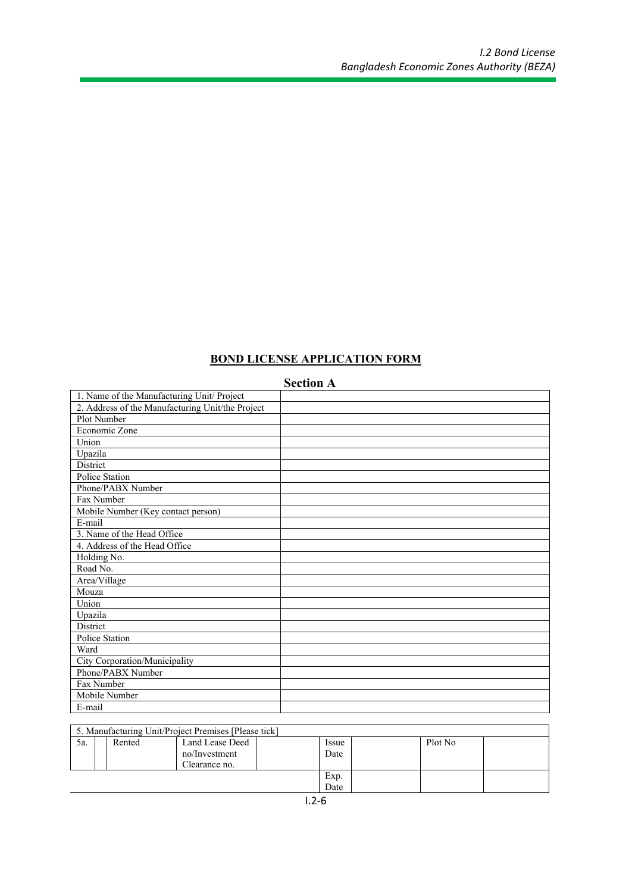## BOND LICENSE APPLICATION FORM

### Section A

| | |
|---|---|
| 1. Name of the Manufacturing Unit/ Project | |
| 2. Address of the Manufacturing Unit/the Project | |
| Plot Number | |
| Economic Zone | |
| Union | |
| Upazila | |
| District | |
| Police Station | |
| Phone/PABX Number | |
| Fax Number | |
| Mobile Number (Key contact person) | |
| E-mail | |
| 3. Name of the Head Office | |
| 4. Address of the Head Office | |
| Holding No. | |
| Road No. | |
| Area/Village | |
| Mouza | |
| Union | |
| Upazila | |
| District | |
| Police Station | |
| Ward | |
| City Corporation/Municipality | |
| Phone/PABX Number | |
| Fax Number | |
| Mobile Number | |
| E-mail | |

| 5. Manufacturing Unit/Project Premises [Please tick] | | | | | | | | | |
|---|---|---|---|---|---|---|---|---|---|
| 5a. | | Rented | Land Lease Deed no/Investment Clearance no. | | Issue Date | | Plot No | |
| | | | | | Exp. Date | | | |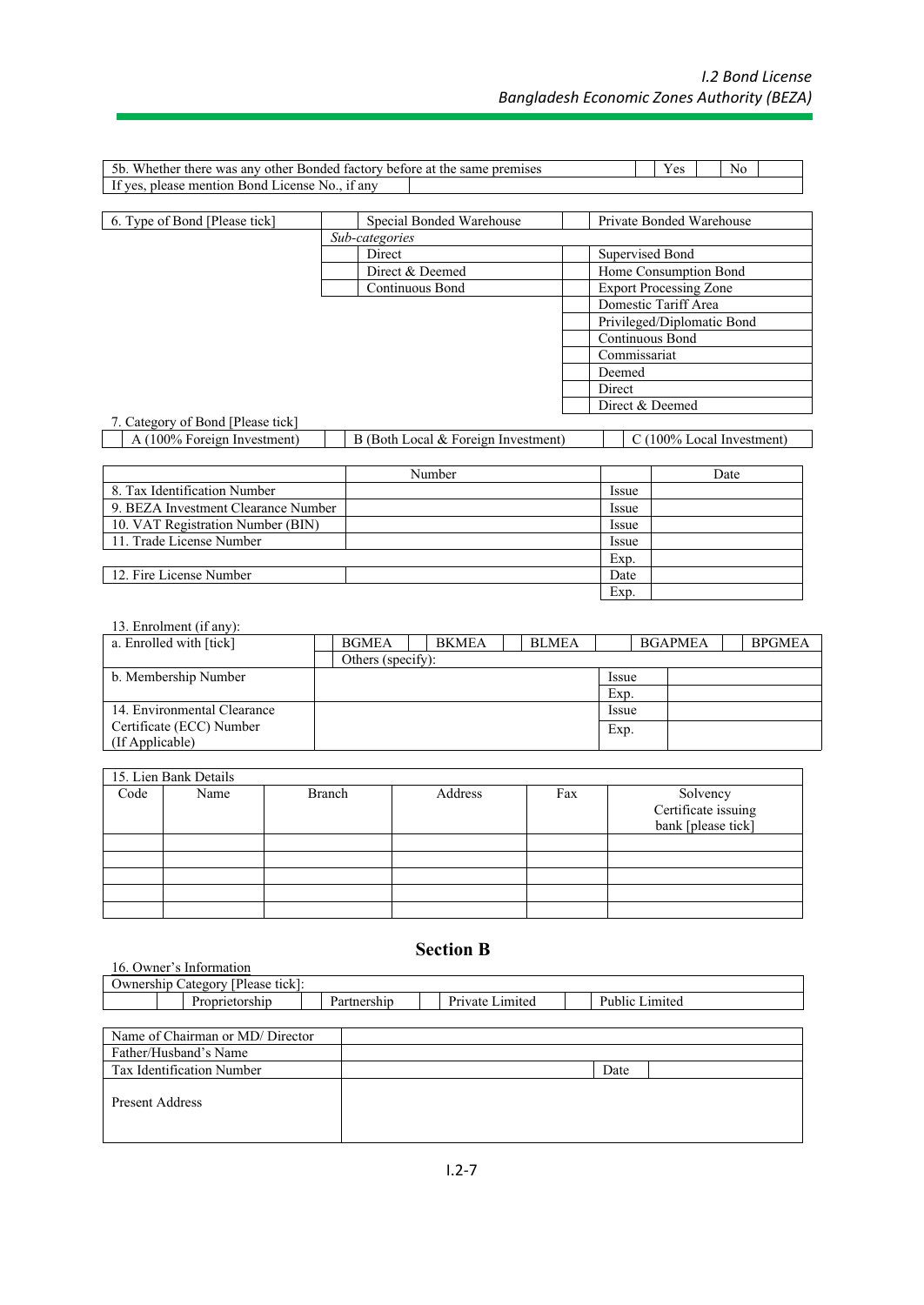| 5b. Whether there was any other Bonded factory before at the same premises | | Yes | | No | |
|---|---|---|---|---|---|
| If yes, please mention Bond License No., if any | | | | | |

| 6. Type of Bond [Please tick] | | Special Bonded Warehouse | | Private Bonded Warehouse |
|---|---|---|---|---|
| | *Sub-categories* | | | |
| | | Direct | | Supervised Bond |
| | | Direct & Deemed | | Home Consumption Bond |
| | | Continuous Bond | | Export Processing Zone |
| | | | | Domestic Tariff Area |
| | | | | Privileged/Diplomatic Bond |
| | | | | Continuous Bond |
| | | | | Commissariat |
| | | | | Deemed |
| | | | | Direct |
| | | | | Direct & Deemed |

7. Category of Bond [Please tick]

| | A (100% Foreign Investment) | | B (Both Local & Foreign Investment) | | C (100% Local Investment) |
|---|---|---|---|---|---|

| | Number | | Date |
|---|---|---|---|
| 8. Tax Identification Number | | Issue | |
| 9. BEZA Investment Clearance Number | | Issue | |
| 10. VAT Registration Number (BIN) | | Issue | |
| 11. Trade License Number | | Issue | |
| | | Exp. | |
| 12. Fire License Number | | Date | |
| | | Exp. | |

13. Enrolment (if any):

| a. Enrolled with [tick] | | BGMEA | | BKMEA | | BLMEA | | BGAPMEA | | BPGMEA |
|---|---|---|---|---|---|---|---|---|---|---|
| | | Others (specify): | | | | | | | | |
| b. Membership Number | | | | | | | Issue | | | |
| | | | | | | | Exp. | | | |
| 14. Environmental Clearance Certificate (ECC) Number (If Applicable) | | | | | | | Issue | | | |
| | | | | | | | Exp. | | | |

| 15. Lien Bank Details | | | | | |
|---|---|---|---|---|---|
| Code | Name | Branch | Address | Fax | Solvency Certificate issuing bank [please tick] |
| | | | | | |
| | | | | | |
| | | | | | |
| | | | | | |
| | | | | | |

## Section B

16. Owner's Information

| Ownership Category [Please tick]: | | | | | | | |
|---|---|---|---|---|---|---|---|
| | | Proprietorship | | Partnership | | Private Limited | | Public Limited |

| Name of Chairman or MD/ Director | | | |
|---|---|---|---|
| Father/Husband's Name | | | |
| Tax Identification Number | | Date | |
| Present Address | | | |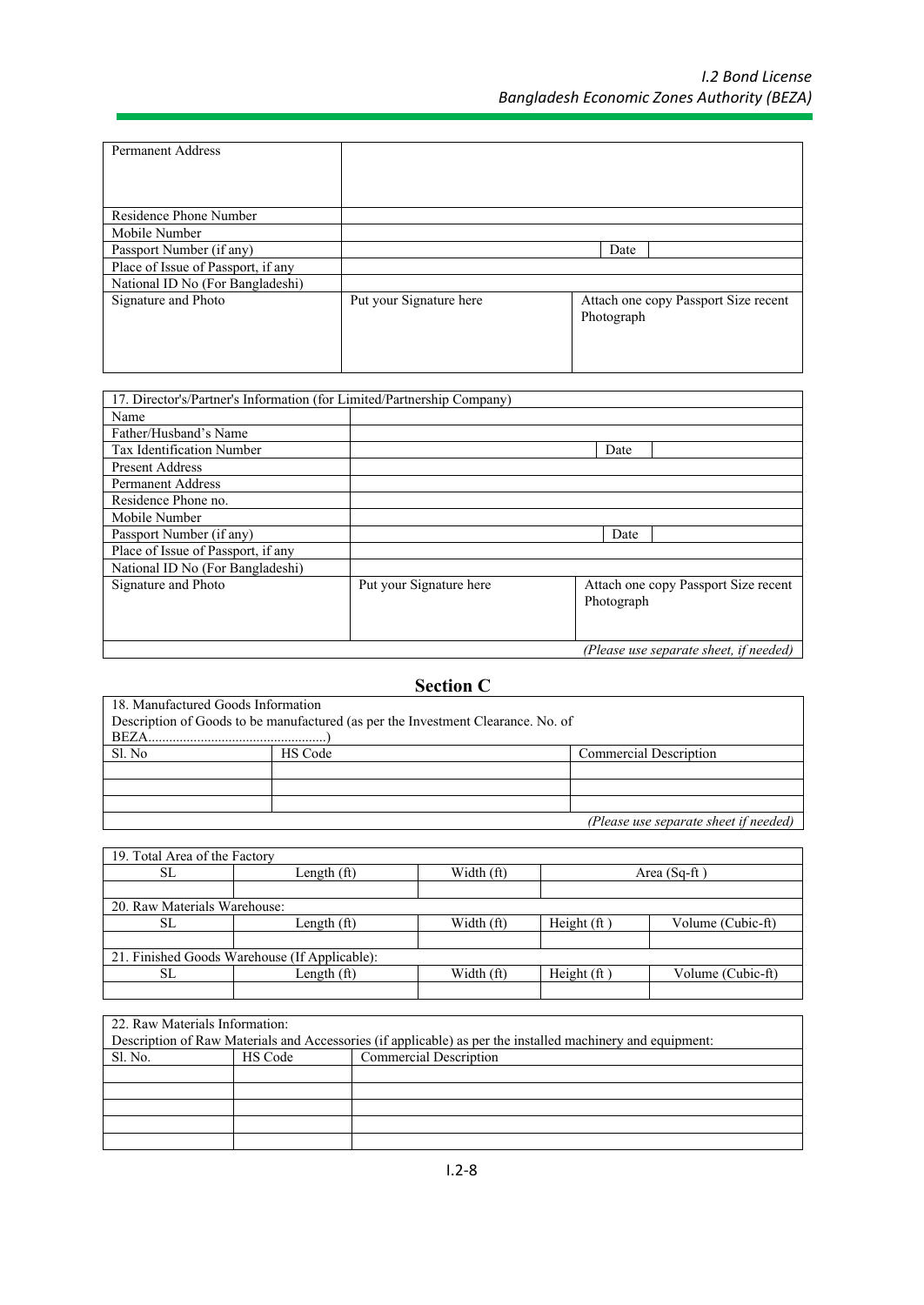| Permanent Address | | | |
|---|---|---|---|
| Residence Phone Number | | | |
| Mobile Number | | | |
| Passport Number (if any) | | Date | |
| Place of Issue of Passport, if any | | | |
| National ID No (For Bangladeshi) | | | |
| Signature and Photo | Put your Signature here | Attach one copy Passport Size recent Photograph | |

| 17. Director's/Partner's Information (for Limited/Partnership Company) | | | |
|---|---|---|---|
| Name | | | |
| Father/Husband's Name | | | |
| Tax Identification Number | | Date | |
| Present Address | | | |
| Permanent Address | | | |
| Residence Phone no. | | | |
| Mobile Number | | | |
| Passport Number (if any) | | Date | |
| Place of Issue of Passport, if any | | | |
| National ID No (For Bangladeshi) | | | |
| Signature and Photo | Put your Signature here | Attach one copy Passport Size recent Photograph | |
| | | | *(Please use separate sheet, if needed)* |

## Section C

| 18. Manufactured Goods Information<br>Description of Goods to be manufactured (as per the Investment Clearance. No. of BEZA...................................................) | | |
|---|---|---|
| Sl. No | HS Code | Commercial Description |
| | | |
| | | |
| | | |
| | | *(Please use separate sheet if needed)* |

| 19. Total Area of the Factory | | | | |
|---|---|---|---|---|
| SL | Length (ft) | Width (ft) | Area (Sq-ft ) | |
| | | | | |
| **20. Raw Materials Warehouse:** | | | | |
| SL | Length (ft) | Width (ft) | Height (ft ) | Volume (Cubic-ft) |
| | | | | |
| **21. Finished Goods Warehouse (If Applicable):** | | | | |
| SL | Length (ft) | Width (ft) | Height (ft ) | Volume (Cubic-ft) |
| | | | | |

| 22. Raw Materials Information:<br>Description of Raw Materials and Accessories (if applicable) as per the installed machinery and equipment: | | |
|---|---|---|
| Sl. No. | HS Code | Commercial Description |
| | | |
| | | |
| | | |
| | | |
| | | |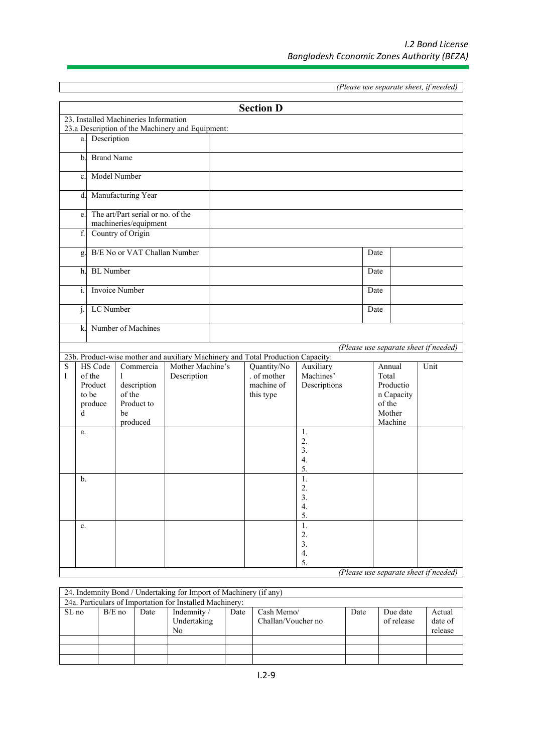*(Please use separate sheet, if needed)*

## Section D

23. Installed Machineries Information

23.a Description of the Machinery and Equipment:

| | | | | |
|---|---|---|---|---|
| a. | Description | | | |
| b. | Brand Name | | | |
| c. | Model Number | | | |
| d. | Manufacturing Year | | | |
| e. | The art/Part serial or no. of the machineries/equipment | | | |
| f. | Country of Origin | | | |
| g. | B/E No or VAT Challan Number | | Date | |
| h. | BL Number | | Date | |
| i. | Invoice Number | | Date | |
| j. | LC Number | | Date | |
| k. | Number of Machines | | | |

*(Please use separate sheet if needed)*

23b. Product-wise mother and auxiliary Machinery and Total Production Capacity:

| Sl | HS Code of the Product to be produced | Commercial description of the Product to be produced | Mother Machine's Description | Quantity/No. of mother machine of this type | Auxiliary Machines' Descriptions | Annual Total Production Capacity of the Mother Machine | Unit |
|---|---|---|---|---|---|---|---|
| | a. | | | | 1.<br>2.<br>3.<br>4.<br>5. | | |
| | b. | | | | 1.<br>2.<br>3.<br>4.<br>5. | | |
| | c. | | | | 1.<br>2.<br>3.<br>4.<br>5. | | |

*(Please use separate sheet if needed)*

24. Indemnity Bond / Undertaking for Import of Machinery (if any)

24a. Particulars of Importation for Installed Machinery:

| SL no | B/E no | Date | Indemnity / Undertaking No | Date | Cash Memo/ Challan/Voucher no | Date | Due date of release | Actual date of release |
|---|---|---|---|---|---|---|---|---|
| | | | | | | | | |
| | | | | | | | | |
| | | | | | | | | |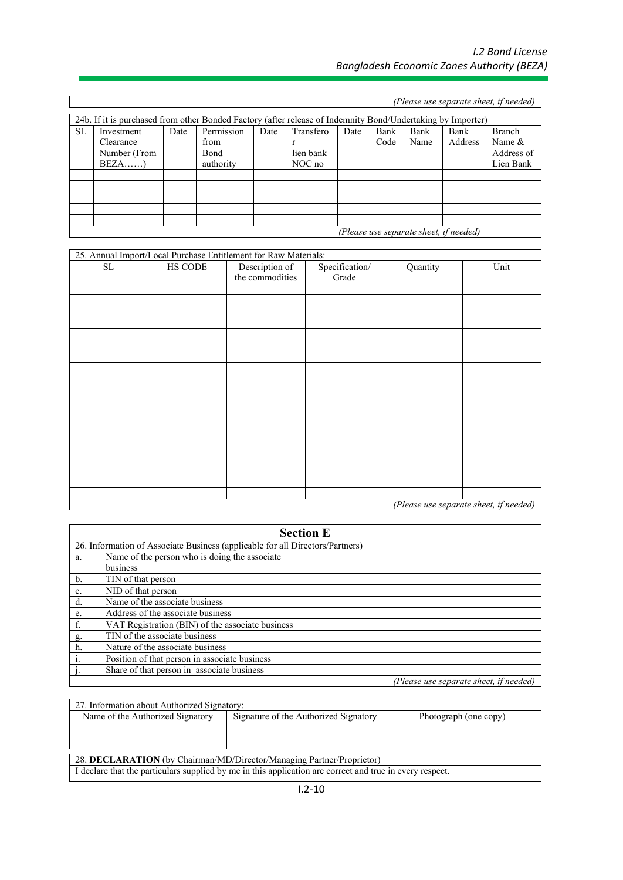*(Please use separate sheet, if needed)*

| 24b. If it is purchased from other Bonded Factory (after release of Indemnity Bond/Undertaking by Importer) | | | | | | | | | | |
|---|---|---|---|---|---|---|---|---|---|---|
| SL | Investment Clearance Number (From BEZA……) | Date | Permission from Bond authority | Date | Transferor lien bank NOC no | Date | Bank Code | Bank Name | Bank Address | Branch Name & Address of Lien Bank |
| | | | | | | | | | | |
| | | | | | | | | | | |
| | | | | | | | | | | |
| | | | | | | | | | | |
| | | | | | | | | | | |

*(Please use separate sheet, if needed)*

| 25. Annual Import/Local Purchase Entitlement for Raw Materials: | | | | | |
|---|---|---|---|---|---|
| SL | HS CODE | Description of the commodities | Specification/ Grade | Quantity | Unit |
| | | | | | |
| | | | | | |
| | | | | | |
| | | | | | |
| | | | | | |
| | | | | | |
| | | | | | |
| | | | | | |
| | | | | | |
| | | | | | |
| | | | | | |
| | | | | | |
| | | | | | |
| | | | | | |
| | | | | | |
| | | | | | |
| | | | | | |
| | | | | | |
| | | | | | |

*(Please use separate sheet, if needed)*

## Section E

| 26. Information of Associate Business (applicable for all Directors/Partners) | | |
|---|---|---|
| a. | Name of the person who is doing the associate business | |
| b. | TIN of that person | |
| c. | NID of that person | |
| d. | Name of the associate business | |
| e. | Address of the associate business | |
| f. | VAT Registration (BIN) of the associate business | |
| g. | TIN of the associate business | |
| h. | Nature of the associate business | |
| i. | Position of that person in associate business | |
| j. | Share of that person in associate business | |

*(Please use separate sheet, if needed)*

| 27. Information about Authorized Signatory: | | |
|---|---|---|
| Name of the Authorized Signatory | Signature of the Authorized Signatory | Photograph (one copy) |
| | | |

28. **DECLARATION** (by Chairman/MD/Director/Managing Partner/Proprietor)

I declare that the particulars supplied by me in this application are correct and true in every respect.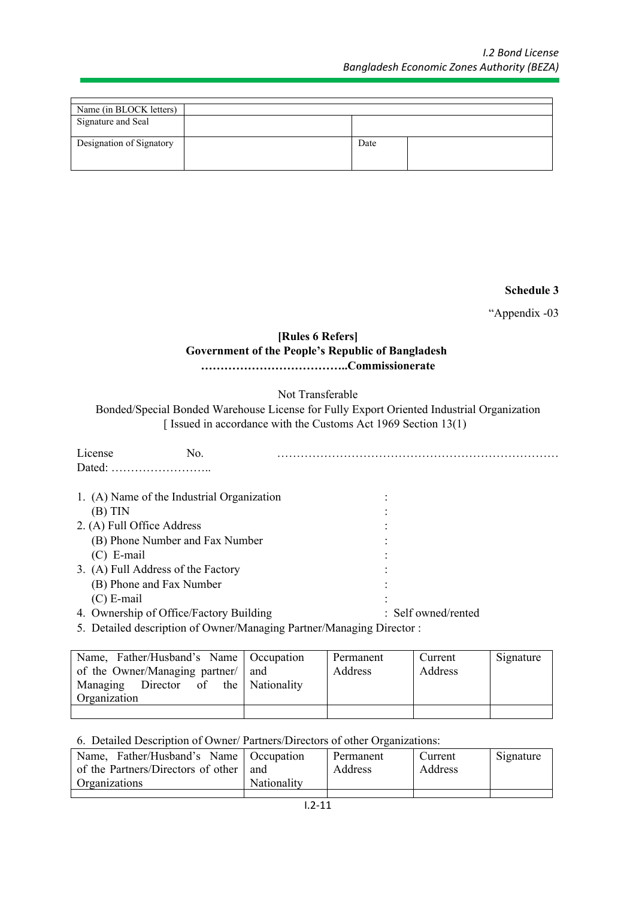| Name (in BLOCK letters) | | | |
|---|---|---|---|
| Signature and Seal | | | |
| Designation of Signatory | | Date | |

**Schedule 3**

"Appendix -03

**[Rules 6 Refers]**
**Government of the People's Republic of Bangladesh**
**………………………………..Commissionerate**

Not Transferable

Bonded/Special Bonded Warehouse License for Fully Export Oriented Industrial Organization
[ Issued in accordance with the Customs Act 1969 Section 13(1)

License No. ……………………………………………………………
Dated: ……………………..

1. (A) Name of the Industrial Organization :
   (B) TIN :
2. (A) Full Office Address :
   (B) Phone Number and Fax Number :
   (C) E-mail :
3. (A) Full Address of the Factory :
   (B) Phone and Fax Number :
   (C) E-mail :
4. Ownership of Office/Factory Building : Self owned/rented
5. Detailed description of Owner/Managing Partner/Managing Director :

| Name, Father/Husband's Name of the Owner/Managing partner/ Managing Director of the Organization | Occupation and Nationality | Permanent Address | Current Address | Signature |
|---|---|---|---|---|
| | | | | |

6. Detailed Description of Owner/ Partners/Directors of other Organizations:

| Name, Father/Husband's Name of the Partners/Directors of other Organizations | Occupation and Nationality | Permanent Address | Current Address | Signature |
|---|---|---|---|---|
| | | | | |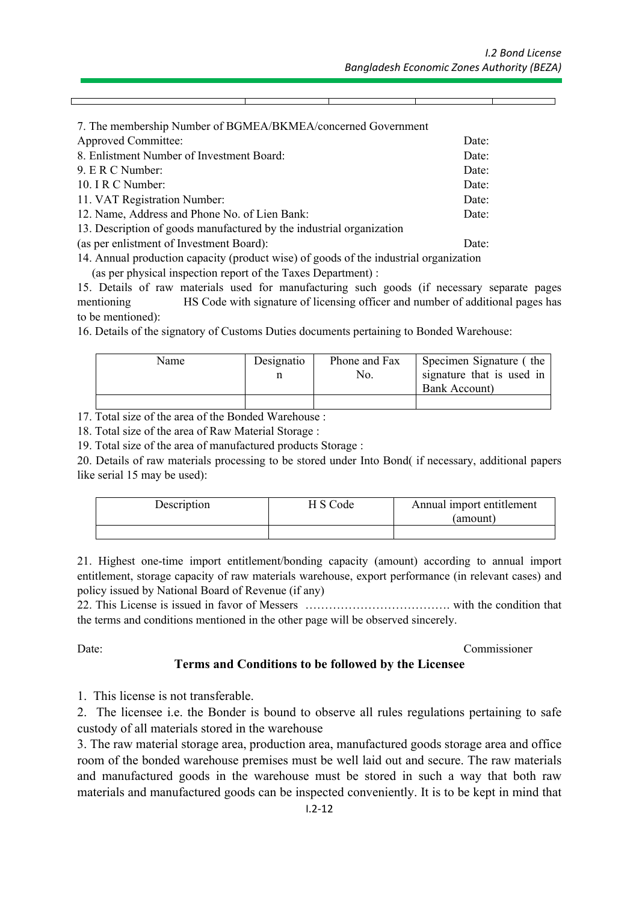| | | | | |
|---|---|---|---|---|

7. The membership Number of BGMEA/BKMEA/concerned Government Approved Committee: Date:
8. Enlistment Number of Investment Board: Date:
9. E R C Number: Date:
10. I R C Number: Date:
11. VAT Registration Number: Date:
12. Name, Address and Phone No. of Lien Bank: Date:
13. Description of goods manufactured by the industrial organization (as per enlistment of Investment Board): Date:
14. Annual production capacity (product wise) of goods of the industrial organization (as per physical inspection report of the Taxes Department) :
15. Details of raw materials used for manufacturing such goods (if necessary separate pages mentioning HS Code with signature of licensing officer and number of additional pages has to be mentioned):
16. Details of the signatory of Customs Duties documents pertaining to Bonded Warehouse:

| Name | Designation | Phone and Fax No. | Specimen Signature ( the signature that is used in Bank Account) |
|---|---|---|---|
| | | | |

17. Total size of the area of the Bonded Warehouse :
18. Total size of the area of Raw Material Storage :
19. Total size of the area of manufactured products Storage :
20. Details of raw materials processing to be stored under Into Bond( if necessary, additional papers like serial 15 may be used):

| Description | H S Code | Annual import entitlement (amount) |
|---|---|---|
| | | |

21. Highest one-time import entitlement/bonding capacity (amount) according to annual import entitlement, storage capacity of raw materials warehouse, export performance (in relevant cases) and policy issued by National Board of Revenue (if any)
22. This License is issued in favor of Messers ………………………………. with the condition that the terms and conditions mentioned in the other page will be observed sincerely.

Date: Commissioner

## Terms and Conditions to be followed by the Licensee

1. This license is not transferable.
2. The licensee i.e. the Bonder is bound to observe all rules regulations pertaining to safe custody of all materials stored in the warehouse
3. The raw material storage area, production area, manufactured goods storage area and office room of the bonded warehouse premises must be well laid out and secure. The raw materials and manufactured goods in the warehouse must be stored in such a way that both raw materials and manufactured goods can be inspected conveniently. It is to be kept in mind that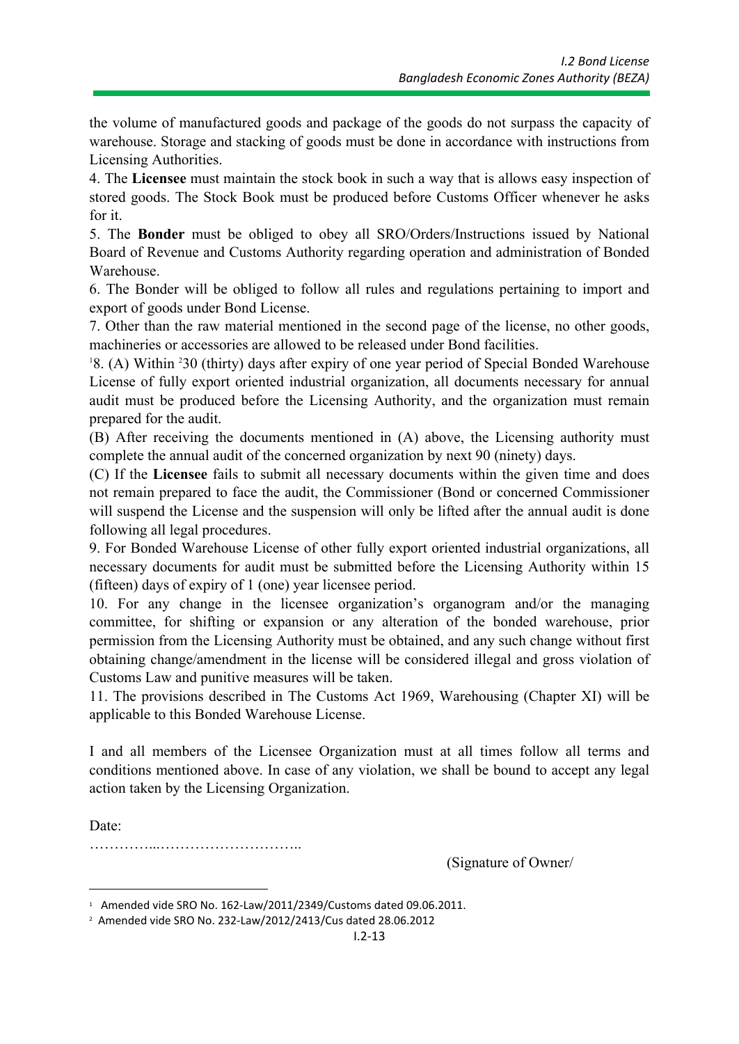the volume of manufactured goods and package of the goods do not surpass the capacity of warehouse. Storage and stacking of goods must be done in accordance with instructions from Licensing Authorities.

4. The **Licensee** must maintain the stock book in such a way that is allows easy inspection of stored goods. The Stock Book must be produced before Customs Officer whenever he asks for it.

5. The **Bonder** must be obliged to obey all SRO/Orders/Instructions issued by National Board of Revenue and Customs Authority regarding operation and administration of Bonded Warehouse.

6. The Bonder will be obliged to follow all rules and regulations pertaining to import and export of goods under Bond License.

7. Other than the raw material mentioned in the second page of the license, no other goods, machineries or accessories are allowed to be released under Bond facilities.

[1]8. (A) Within [2]30 (thirty) days after expiry of one year period of Special Bonded Warehouse License of fully export oriented industrial organization, all documents necessary for annual audit must be produced before the Licensing Authority, and the organization must remain prepared for the audit.

(B) After receiving the documents mentioned in (A) above, the Licensing authority must complete the annual audit of the concerned organization by next 90 (ninety) days.

(C) If the **Licensee** fails to submit all necessary documents within the given time and does not remain prepared to face the audit, the Commissioner (Bond or concerned Commissioner will suspend the License and the suspension will only be lifted after the annual audit is done following all legal procedures.

9. For Bonded Warehouse License of other fully export oriented industrial organizations, all necessary documents for audit must be submitted before the Licensing Authority within 15 (fifteen) days of expiry of 1 (one) year licensee period.

10. For any change in the licensee organization's organogram and/or the managing committee, for shifting or expansion or any alteration of the bonded warehouse, prior permission from the Licensing Authority must be obtained, and any such change without first obtaining change/amendment in the license will be considered illegal and gross violation of Customs Law and punitive measures will be taken.

11. The provisions described in The Customs Act 1969, Warehousing (Chapter XI) will be applicable to this Bonded Warehouse License.

I and all members of the Licensee Organization must at all times follow all terms and conditions mentioned above. In case of any violation, we shall be bound to accept any legal action taken by the Licensing Organization.

Date:

……………..………………………..

(Signature of Owner/

---

[1] Amended vide SRO No. 162-Law/2011/2349/Customs dated 09.06.2011.

[2] Amended vide SRO No. 232-Law/2012/2413/Cus dated 28.06.2012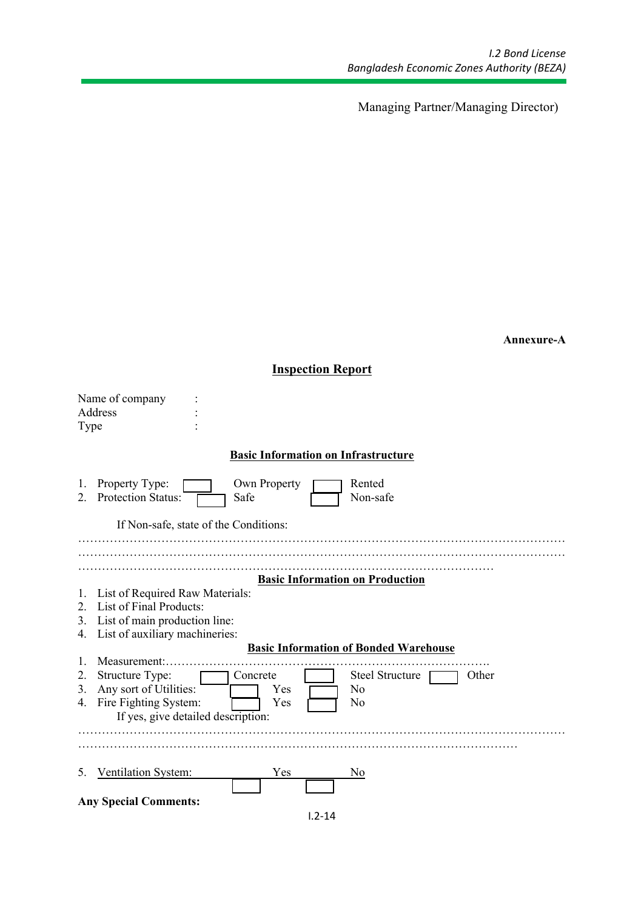Managing Partner/Managing Director)

**Annexure-A**

## Inspection Report

Name of company :
Address :
Type :

### Basic Information on Infrastructure

1. Property Type: ☐ Own Property ☐ Rented
2. Protection Status: ☐ Safe ☐ Non-safe

If Non-safe, state of the Conditions:

…………………………………………………………………………………………………………
…………………………………………………………………………………………………………
………………………………………………………………………………………………

### Basic Information on Production

1. List of Required Raw Materials:
2. List of Final Products:
3. List of main production line:
4. List of auxiliary machineries:

### Basic Information of Bonded Warehouse

1. Measurement:……………………………………………………………………….
2. Structure Type: ☐ Concrete ☐ Steel Structure ☐ Other
3. Any sort of Utilities: ☐ Yes ☐ No
4. Fire Fighting System: ☐ Yes ☐ No

   If yes, give detailed description:

…………………………………………………………………………………………………………
…………………………………………………………………………………………………

5. Ventilation System: Yes ☐ No ☐

**Any Special Comments:**